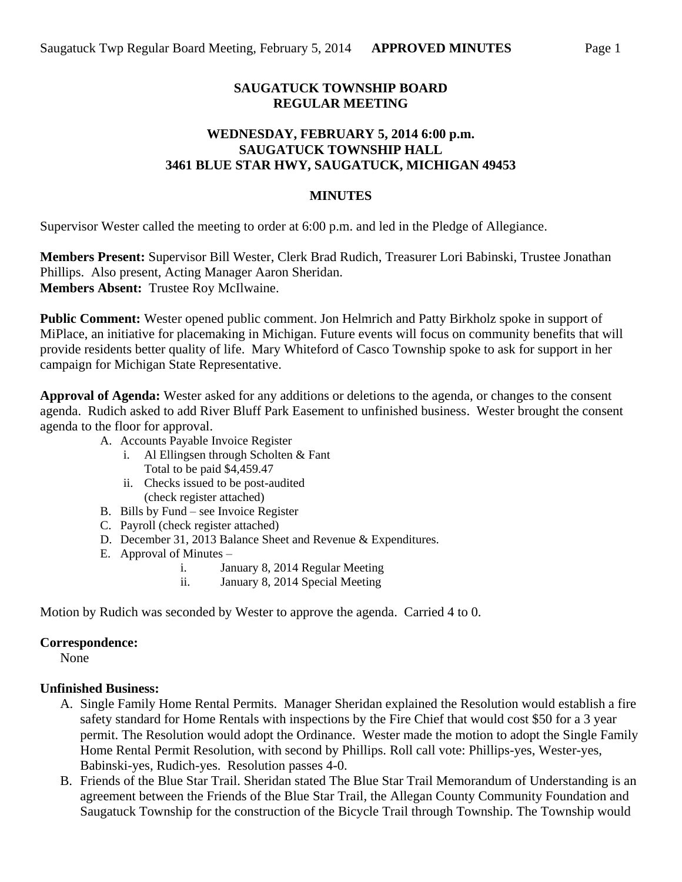# SAUGATUCK TOWNSHIP BOARD
# REGULAR MEETING

## WEDNESDAY, FEBRUARY 5, 2014 6:00 p.m.
## SAUGATUCK TOWNSHIP HALL
## 3461 BLUE STAR HWY, SAUGATUCK, MICHIGAN 49453

## MINUTES

Supervisor Wester called the meeting to order at 6:00 p.m. and led in the Pledge of Allegiance.

**Members Present:** Supervisor Bill Wester, Clerk Brad Rudich, Treasurer Lori Babinski, Trustee Jonathan Phillips. Also present, Acting Manager Aaron Sheridan.
**Members Absent:** Trustee Roy McIlwaine.

**Public Comment:** Wester opened public comment. Jon Helmrich and Patty Birkholz spoke in support of MiPlace, an initiative for placemaking in Michigan. Future events will focus on community benefits that will provide residents better quality of life. Mary Whiteford of Casco Township spoke to ask for support in her campaign for Michigan State Representative.

**Approval of Agenda:** Wester asked for any additions or deletions to the agenda, or changes to the consent agenda. Rudich asked to add River Bluff Park Easement to unfinished business. Wester brought the consent agenda to the floor for approval.

A. Accounts Payable Invoice Register
   i. Al Ellingsen through Scholten & Fant
      Total to be paid $4,459.47
   ii. Checks issued to be post-audited
      (check register attached)
B. Bills by Fund – see Invoice Register
C. Payroll (check register attached)
D. December 31, 2013 Balance Sheet and Revenue & Expenditures.
E. Approval of Minutes –
   i. January 8, 2014 Regular Meeting
   ii. January 8, 2014 Special Meeting

Motion by Rudich was seconded by Wester to approve the agenda. Carried 4 to 0.

**Correspondence:**
None

**Unfinished Business:**

A. Single Family Home Rental Permits. Manager Sheridan explained the Resolution would establish a fire safety standard for Home Rentals with inspections by the Fire Chief that would cost $50 for a 3 year permit. The Resolution would adopt the Ordinance. Wester made the motion to adopt the Single Family Home Rental Permit Resolution, with second by Phillips. Roll call vote: Phillips-yes, Wester-yes, Babinski-yes, Rudich-yes. Resolution passes 4-0.
B. Friends of the Blue Star Trail. Sheridan stated The Blue Star Trail Memorandum of Understanding is an agreement between the Friends of the Blue Star Trail, the Allegan County Community Foundation and Saugatuck Township for the construction of the Bicycle Trail through Township. The Township would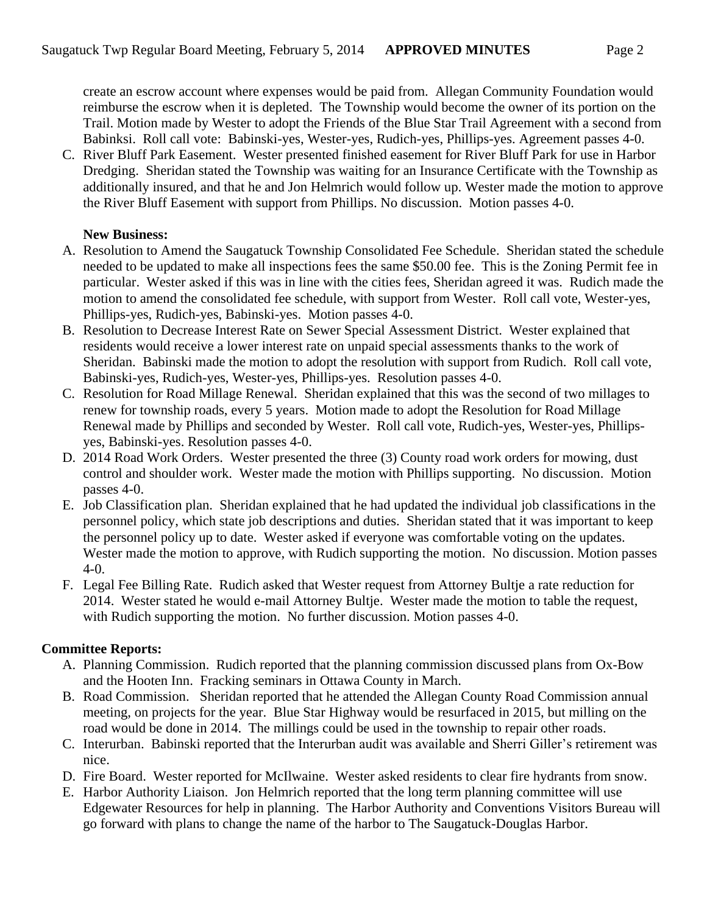create an escrow account where expenses would be paid from. Allegan Community Foundation would reimburse the escrow when it is depleted. The Township would become the owner of its portion on the Trail. Motion made by Wester to adopt the Friends of the Blue Star Trail Agreement with a second from Babinksi. Roll call vote: Babinski-yes, Wester-yes, Rudich-yes, Phillips-yes. Agreement passes 4-0.

C. River Bluff Park Easement. Wester presented finished easement for River Bluff Park for use in Harbor Dredging. Sheridan stated the Township was waiting for an Insurance Certificate with the Township as additionally insured, and that he and Jon Helmrich would follow up. Wester made the motion to approve the River Bluff Easement with support from Phillips. No discussion. Motion passes 4-0.

**New Business:**

A. Resolution to Amend the Saugatuck Township Consolidated Fee Schedule. Sheridan stated the schedule needed to be updated to make all inspections fees the same $50.00 fee. This is the Zoning Permit fee in particular. Wester asked if this was in line with the cities fees, Sheridan agreed it was. Rudich made the motion to amend the consolidated fee schedule, with support from Wester. Roll call vote, Wester-yes, Phillips-yes, Rudich-yes, Babinski-yes. Motion passes 4-0.
B. Resolution to Decrease Interest Rate on Sewer Special Assessment District. Wester explained that residents would receive a lower interest rate on unpaid special assessments thanks to the work of Sheridan. Babinski made the motion to adopt the resolution with support from Rudich. Roll call vote, Babinski-yes, Rudich-yes, Wester-yes, Phillips-yes. Resolution passes 4-0.
C. Resolution for Road Millage Renewal. Sheridan explained that this was the second of two millages to renew for township roads, every 5 years. Motion made to adopt the Resolution for Road Millage Renewal made by Phillips and seconded by Wester. Roll call vote, Rudich-yes, Wester-yes, Phillips-yes, Babinski-yes. Resolution passes 4-0.
D. 2014 Road Work Orders. Wester presented the three (3) County road work orders for mowing, dust control and shoulder work. Wester made the motion with Phillips supporting. No discussion. Motion passes 4-0.
E. Job Classification plan. Sheridan explained that he had updated the individual job classifications in the personnel policy, which state job descriptions and duties. Sheridan stated that it was important to keep the personnel policy up to date. Wester asked if everyone was comfortable voting on the updates. Wester made the motion to approve, with Rudich supporting the motion. No discussion. Motion passes 4-0.
F. Legal Fee Billing Rate. Rudich asked that Wester request from Attorney Bultje a rate reduction for 2014. Wester stated he would e-mail Attorney Bultje. Wester made the motion to table the request, with Rudich supporting the motion. No further discussion. Motion passes 4-0.

**Committee Reports:**

A. Planning Commission. Rudich reported that the planning commission discussed plans from Ox-Bow and the Hooten Inn. Fracking seminars in Ottawa County in March.
B. Road Commission. Sheridan reported that he attended the Allegan County Road Commission annual meeting, on projects for the year. Blue Star Highway would be resurfaced in 2015, but milling on the road would be done in 2014. The millings could be used in the township to repair other roads.
C. Interurban. Babinski reported that the Interurban audit was available and Sherri Giller's retirement was nice.
D. Fire Board. Wester reported for McIlwaine. Wester asked residents to clear fire hydrants from snow.
E. Harbor Authority Liaison. Jon Helmrich reported that the long term planning committee will use Edgewater Resources for help in planning. The Harbor Authority and Conventions Visitors Bureau will go forward with plans to change the name of the harbor to The Saugatuck-Douglas Harbor.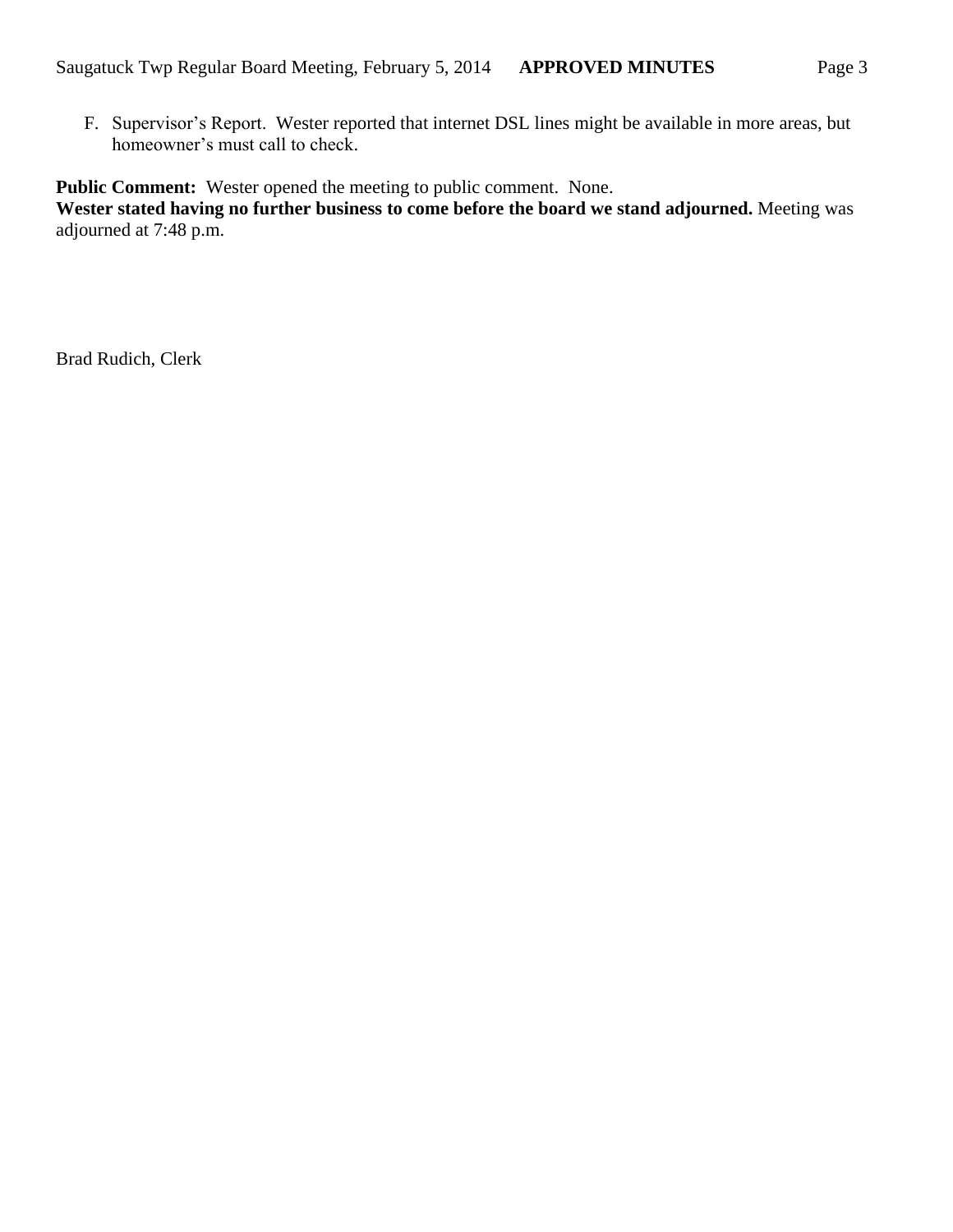F. Supervisor's Report. Wester reported that internet DSL lines might be available in more areas, but homeowner's must call to check.

**Public Comment:** Wester opened the meeting to public comment. None.
**Wester stated having no further business to come before the board we stand adjourned.** Meeting was adjourned at 7:48 p.m.

Brad Rudich, Clerk